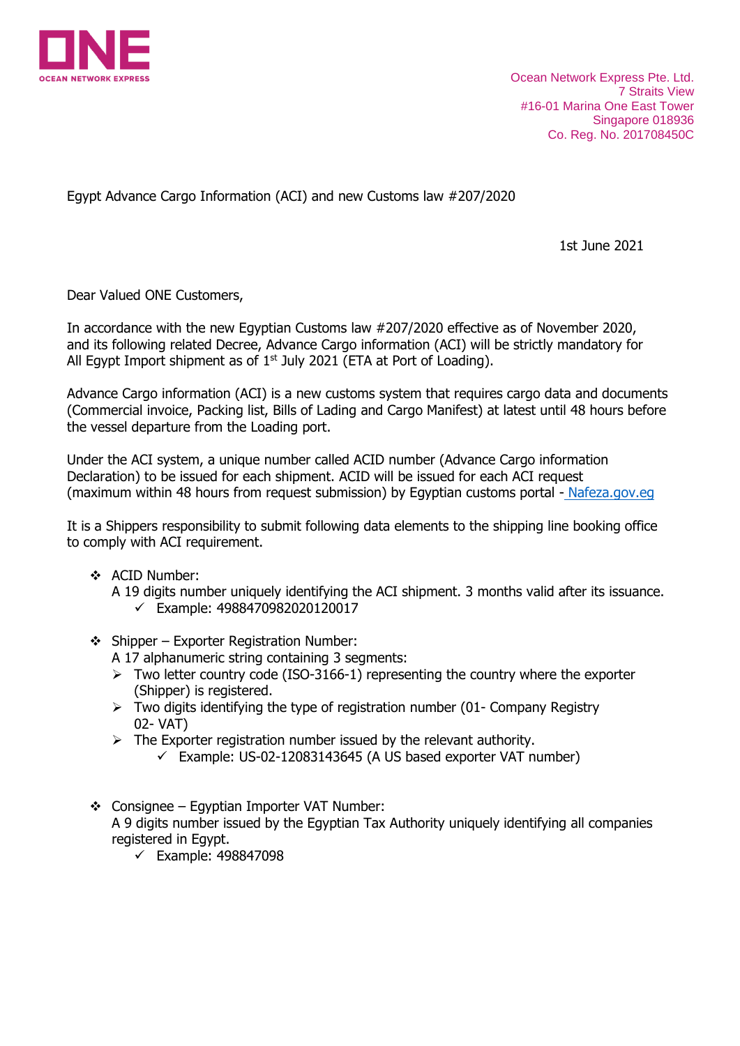Ocean Network Express Pte. Ltd.
7 Straits View
#16-01 Marina One East Tower
Singapore 018936
Co. Reg. No. 201708450C

Egypt Advance Cargo Information (ACI) and new Customs law #207/2020

1st June 2021

Dear Valued ONE Customers,

In accordance with the new Egyptian Customs law #207/2020 effective as of November 2020, and its following related Decree, Advance Cargo information (ACI) will be strictly mandatory for All Egypt Import shipment as of 1st July 2021 (ETA at Port of Loading).

Advance Cargo information (ACI) is a new customs system that requires cargo data and documents (Commercial invoice, Packing list, Bills of Lading and Cargo Manifest) at latest until 48 hours before the vessel departure from the Loading port.

Under the ACI system, a unique number called ACID number (Advance Cargo information Declaration) to be issued for each shipment. ACID will be issued for each ACI request (maximum within 48 hours from request submission) by Egyptian customs portal - [Nafeza.gov.eg](Nafeza.gov.eg)

It is a Shippers responsibility to submit following data elements to the shipping line booking office to comply with ACI requirement.

- ACID Number:
  A 19 digits number uniquely identifying the ACI shipment. 3 months valid after its issuance.
  - ✓ Example: 4988470982020120017

- Shipper – Exporter Registration Number:
  A 17 alphanumeric string containing 3 segments:
  - Two letter country code (ISO-3166-1) representing the country where the exporter (Shipper) is registered.
  - Two digits identifying the type of registration number (01- Company Registry 02- VAT)
  - The Exporter registration number issued by the relevant authority.
    - ✓ Example: US-02-12083143645 (A US based exporter VAT number)

- Consignee – Egyptian Importer VAT Number:
  A 9 digits number issued by the Egyptian Tax Authority uniquely identifying all companies registered in Egypt.
  - ✓ Example: 498847098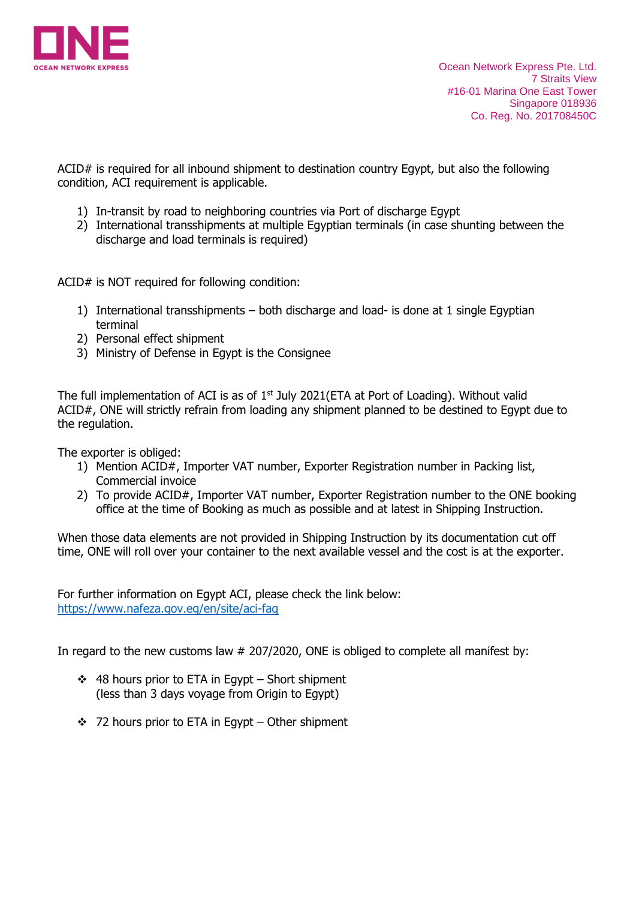Ocean Network Express Pte. Ltd.
7 Straits View
#16-01 Marina One East Tower
Singapore 018936
Co. Reg. No. 201708450C

ACID# is required for all inbound shipment to destination country Egypt, but also the following condition, ACI requirement is applicable.

1) In-transit by road to neighboring countries via Port of discharge Egypt
2) International transshipments at multiple Egyptian terminals (in case shunting between the discharge and load terminals is required)

ACID# is NOT required for following condition:

1) International transshipments – both discharge and load- is done at 1 single Egyptian terminal
2) Personal effect shipment
3) Ministry of Defense in Egypt is the Consignee

The full implementation of ACI is as of 1st July 2021(ETA at Port of Loading). Without valid ACID#, ONE will strictly refrain from loading any shipment planned to be destined to Egypt due to the regulation.

The exporter is obliged:

1) Mention ACID#, Importer VAT number, Exporter Registration number in Packing list, Commercial invoice
2) To provide ACID#, Importer VAT number, Exporter Registration number to the ONE booking office at the time of Booking as much as possible and at latest in Shipping Instruction.

When those data elements are not provided in Shipping Instruction by its documentation cut off time, ONE will roll over your container to the next available vessel and the cost is at the exporter.

For further information on Egypt ACI, please check the link below:
https://www.nafeza.gov.eg/en/site/aci-faq

In regard to the new customs law # 207/2020, ONE is obliged to complete all manifest by:

- 48 hours prior to ETA in Egypt – Short shipment (less than 3 days voyage from Origin to Egypt)
- 72 hours prior to ETA in Egypt – Other shipment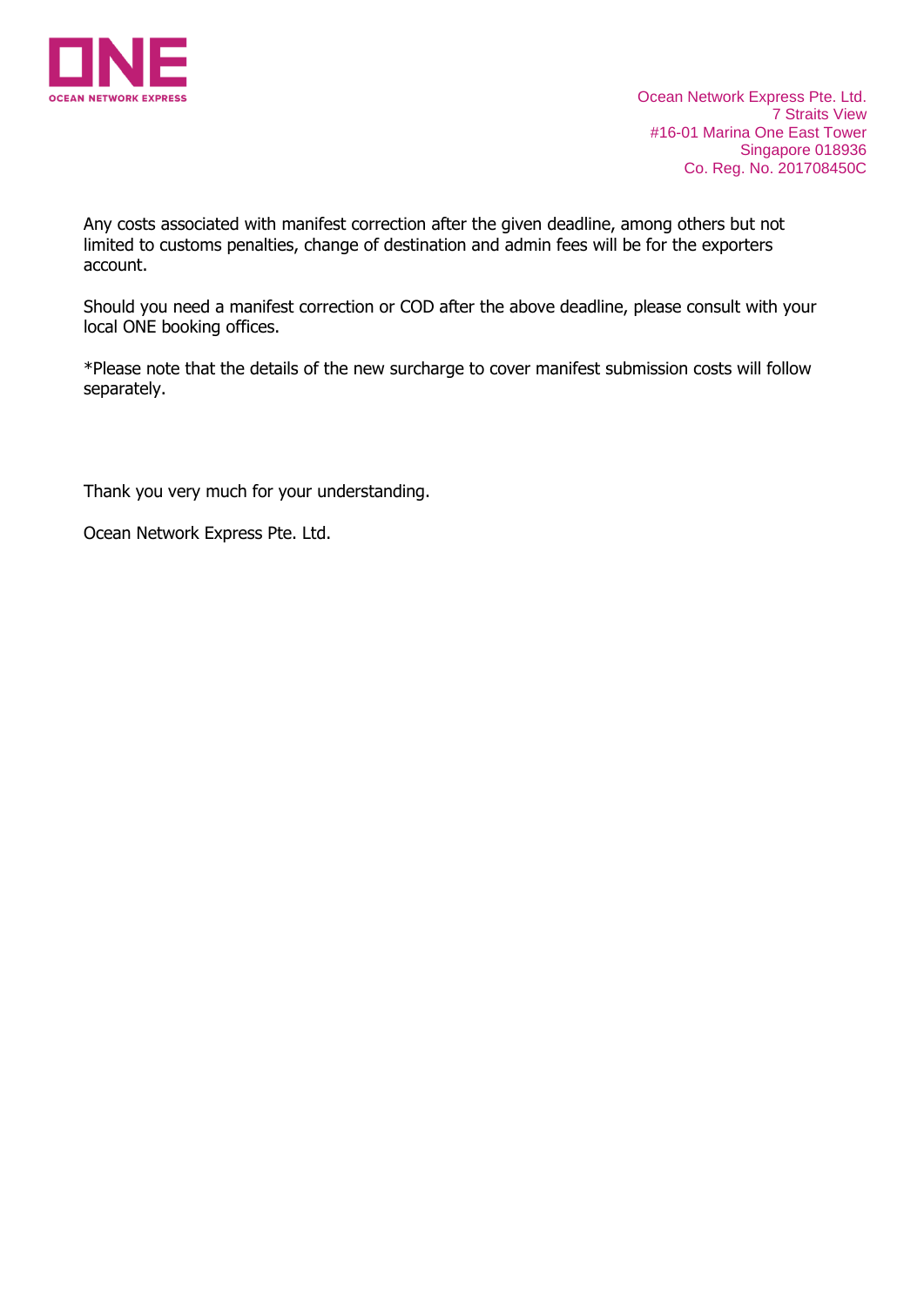Ocean Network Express Pte. Ltd.
7 Straits View
#16-01 Marina One East Tower
Singapore 018936
Co. Reg. No. 201708450C

Any costs associated with manifest correction after the given deadline, among others but not limited to customs penalties, change of destination and admin fees will be for the exporters account.

Should you need a manifest correction or COD after the above deadline, please consult with your local ONE booking offices.

*Please note that the details of the new surcharge to cover manifest submission costs will follow separately.

Thank you very much for your understanding.

Ocean Network Express Pte. Ltd.